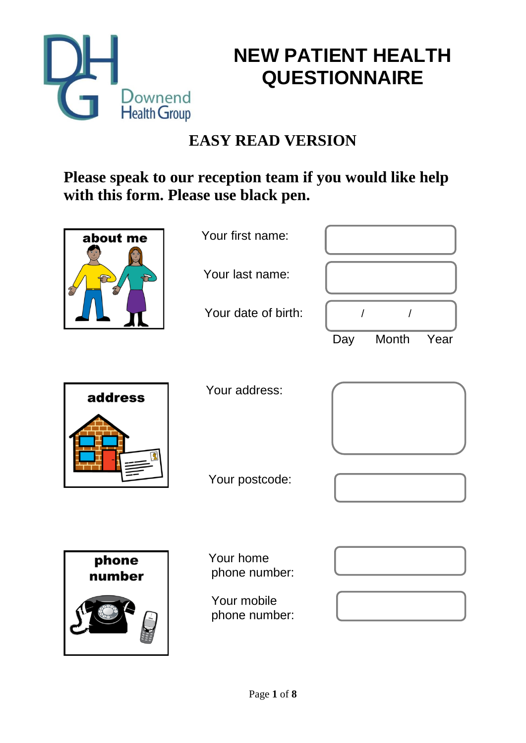Downend Health Group

# NEW PATIENT HEALTH QUESTIONNAIRE

## EASY READ VERSION

**Please speak to our reception team if you would like help with this form. Please use black pen.**

about me

Your first name:

Your last name:

Your date of birth: / /

Day Month Year

address

Your address:

Your postcode:

phone number

Your home phone number:

Your mobile phone number: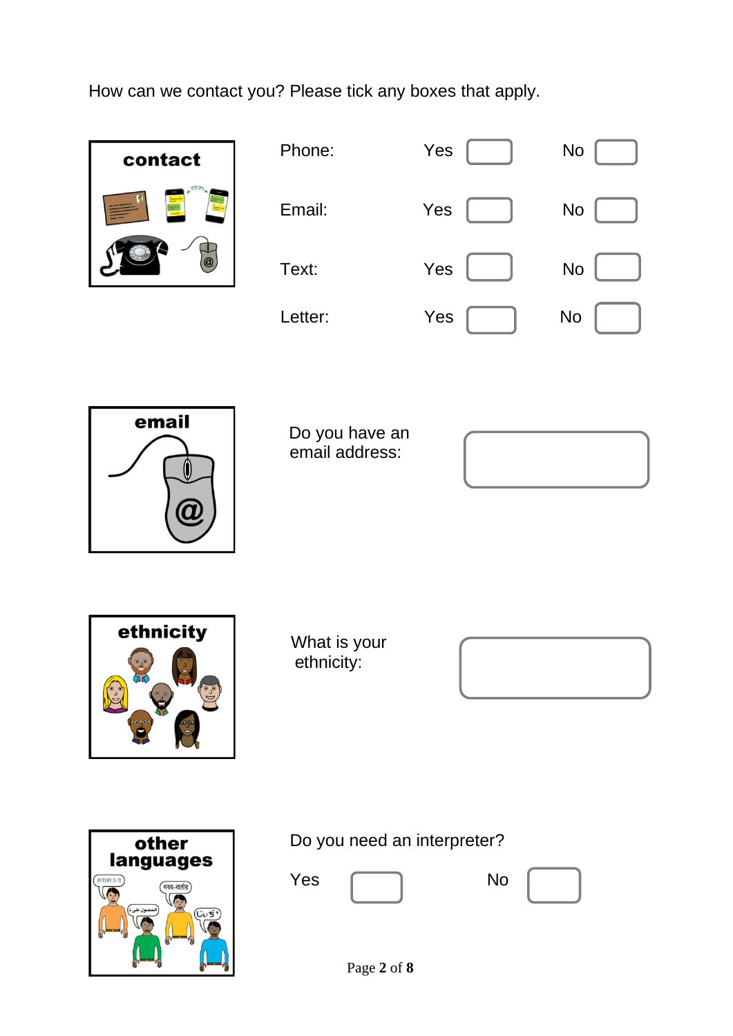How can we contact you? Please tick any boxes that apply.

contact

| | | | | |
|---|---|---|---|---|
| Phone: | Yes | ☐ | No | ☐ |
| Email: | Yes | ☐ | No | ☐ |
| Text: | Yes | ☐ | No | ☐ |
| Letter: | Yes | ☐ | No | ☐ |

email

Do you have an email address: ☐

ethnicity

What is your ethnicity: ☐

other languages

Do you need an interpreter?

Yes ☐ No ☐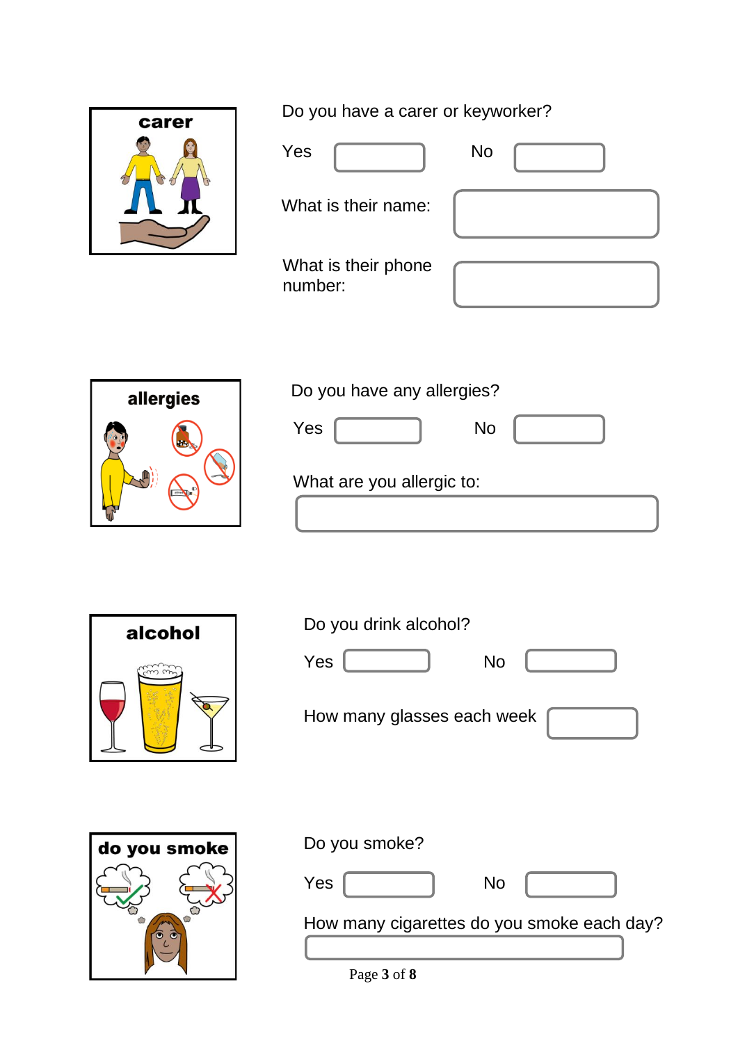**carer**

Do you have a carer or keyworker?

Yes ☐ No ☐

What is their name: ☐

What is their phone number: ☐

**allergies**

Do you have any allergies?

Yes ☐ No ☐

What are you allergic to:

☐

**alcohol**

Do you drink alcohol?

Yes ☐ No ☐

How many glasses each week ☐

**do you smoke**

Do you smoke?

Yes ☐ No ☐

How many cigarettes do you smoke each day?

☐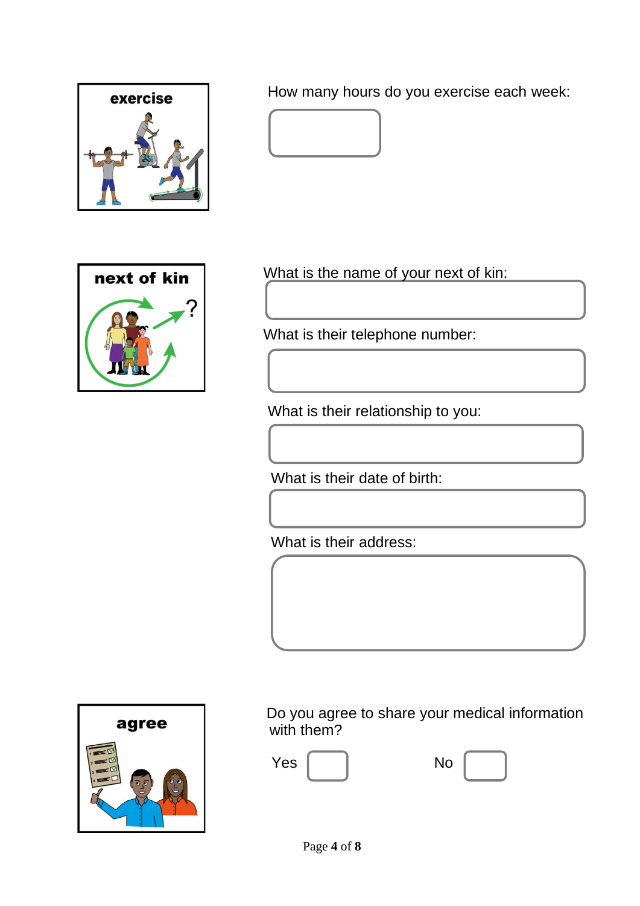exercise

How many hours do you exercise each week:

next of kin

What is the name of your next of kin:

What is their telephone number:

What is their relationship to you:

What is their date of birth:

What is their address:

agree

Do you agree to share your medical information with them?

Yes ☐ No ☐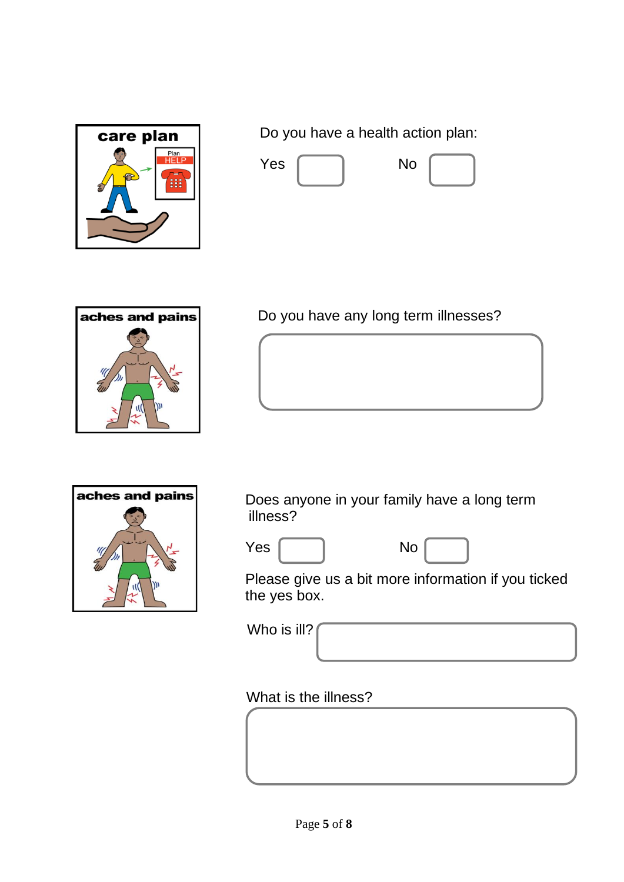care plan

Do you have a health action plan:

Yes ☐ No ☐

aches and pains

Do you have any long term illnesses?

aches and pains

Does anyone in your family have a long term illness?

Yes ☐ No ☐

Please give us a bit more information if you ticked the yes box.

Who is ill?

What is the illness?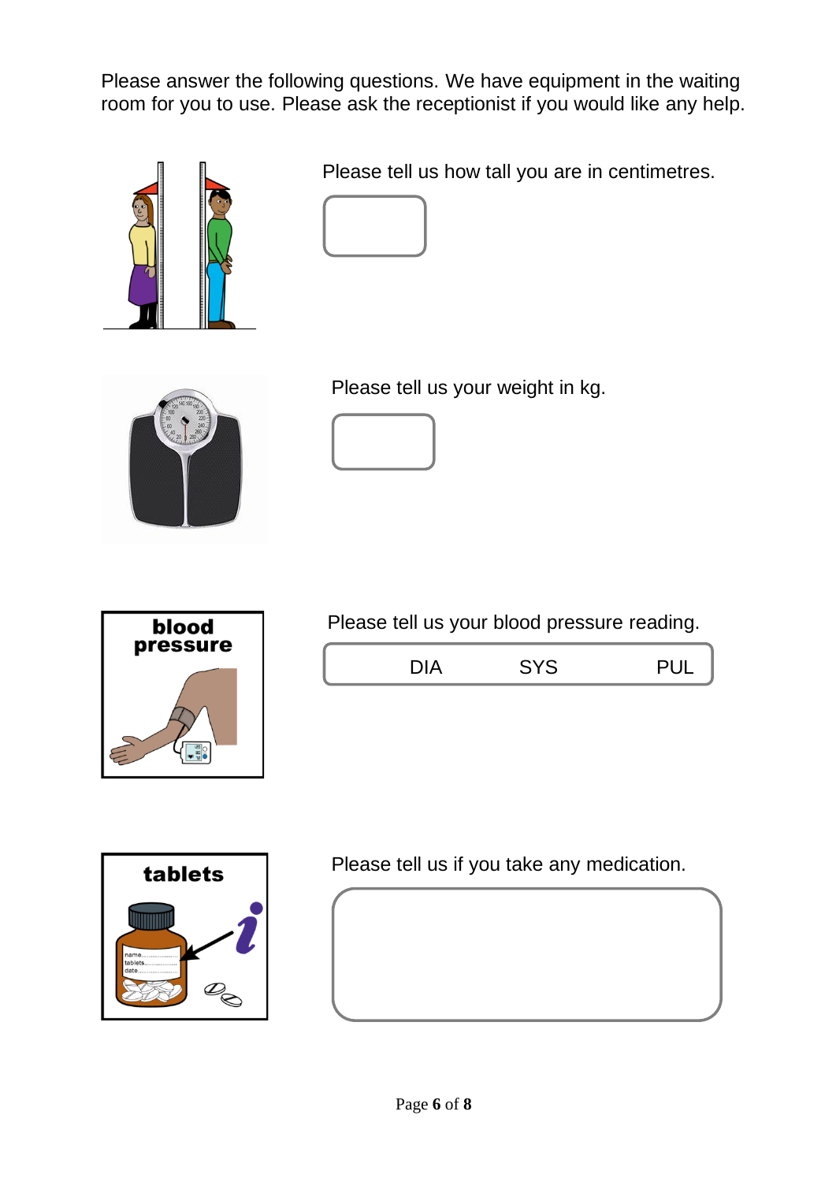Please answer the following questions. We have equipment in the waiting room for you to use. Please ask the receptionist if you would like any help.

Please tell us how tall you are in centimetres.

Please tell us your weight in kg.

**blood pressure**

Please tell us your blood pressure reading.

| DIA | SYS | PUL |
|---|---|---|
| | | |

**tablets**

Please tell us if you take any medication.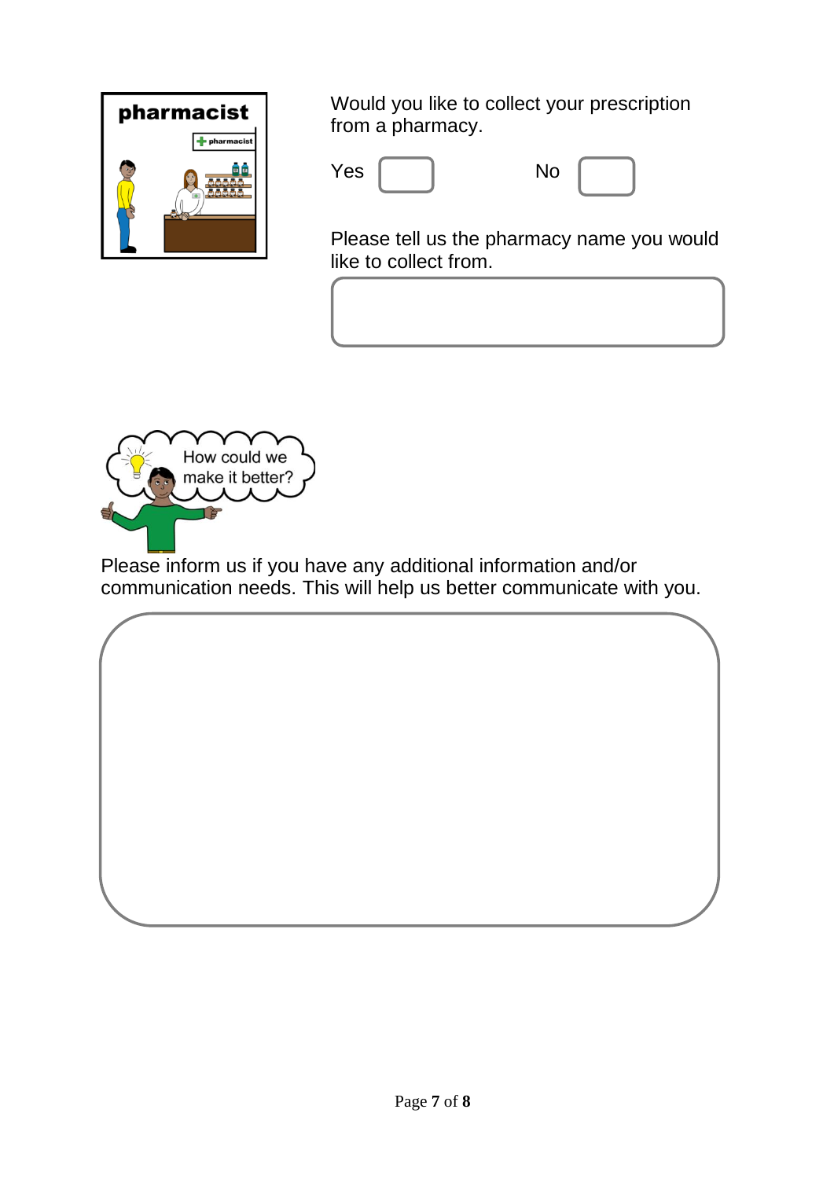Would you like to collect your prescription from a pharmacy.

Yes ☐ No ☐

Please tell us the pharmacy name you would like to collect from.

Please inform us if you have any additional information and/or communication needs. This will help us better communicate with you.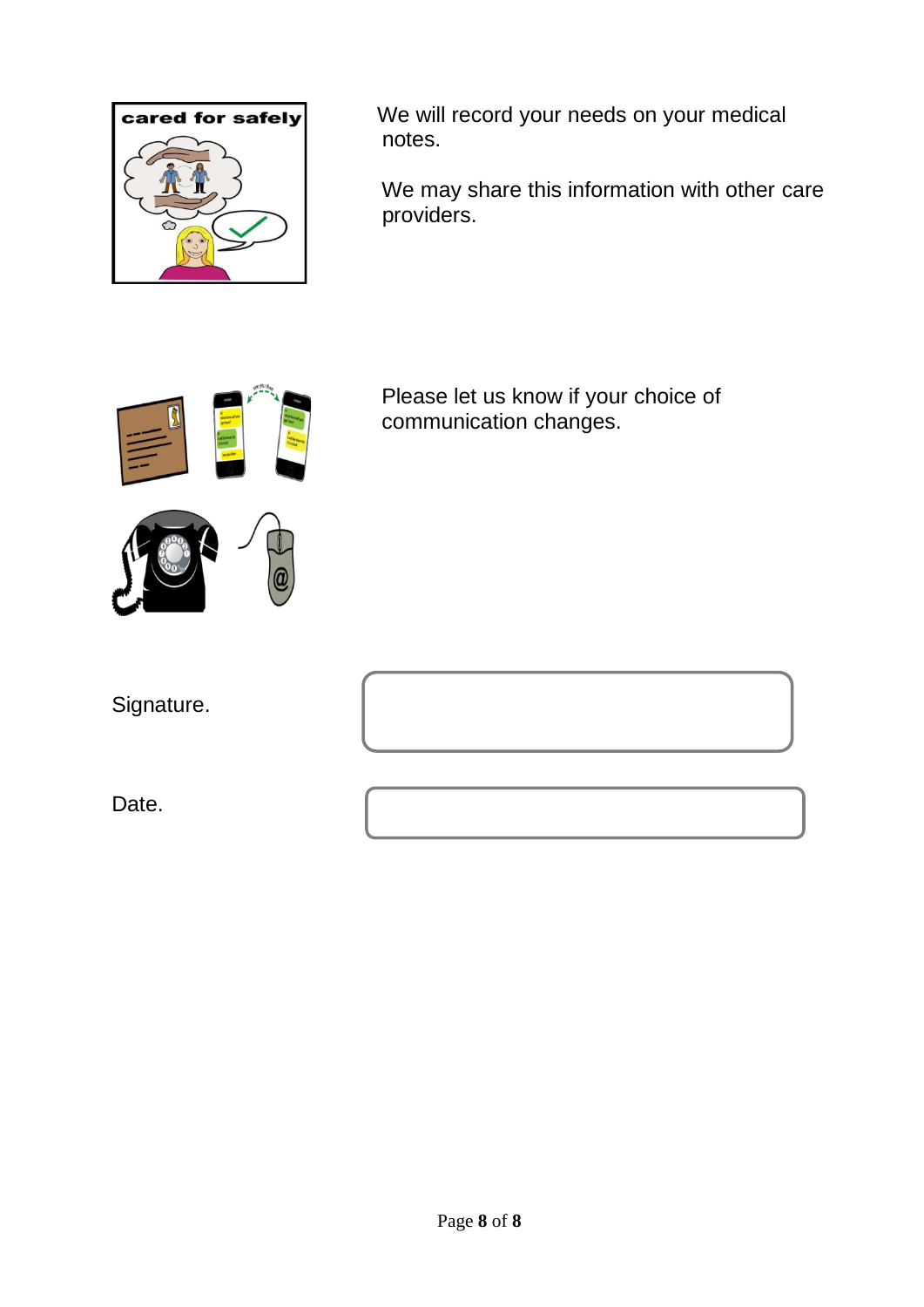We will record your needs on your medical notes.

We may share this information with other care providers.

Please let us know if your choice of communication changes.

Signature.

Date.